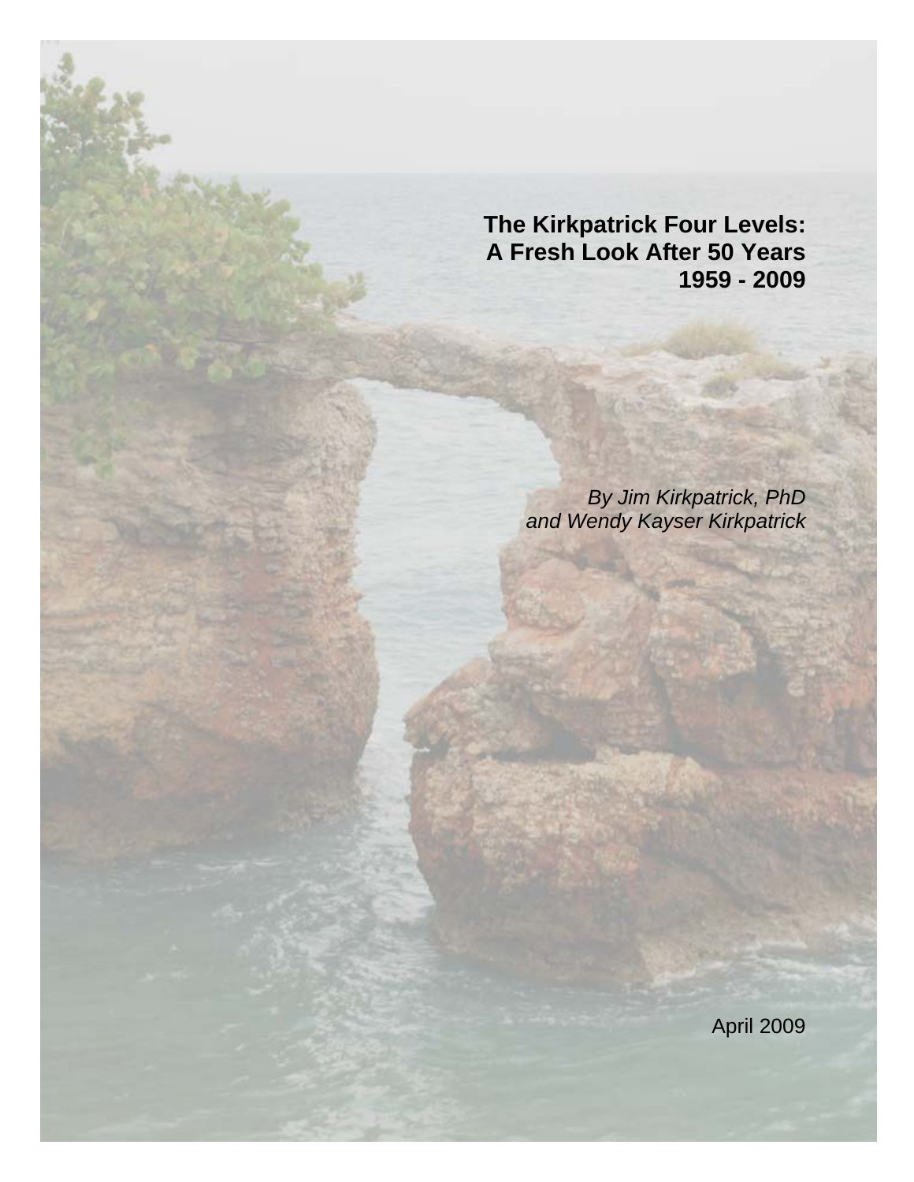# The Kirkpatrick Four Levels: A Fresh Look After 50 Years 1959 - 2009

*By Jim Kirkpatrick, PhD and Wendy Kayser Kirkpatrick*

April 2009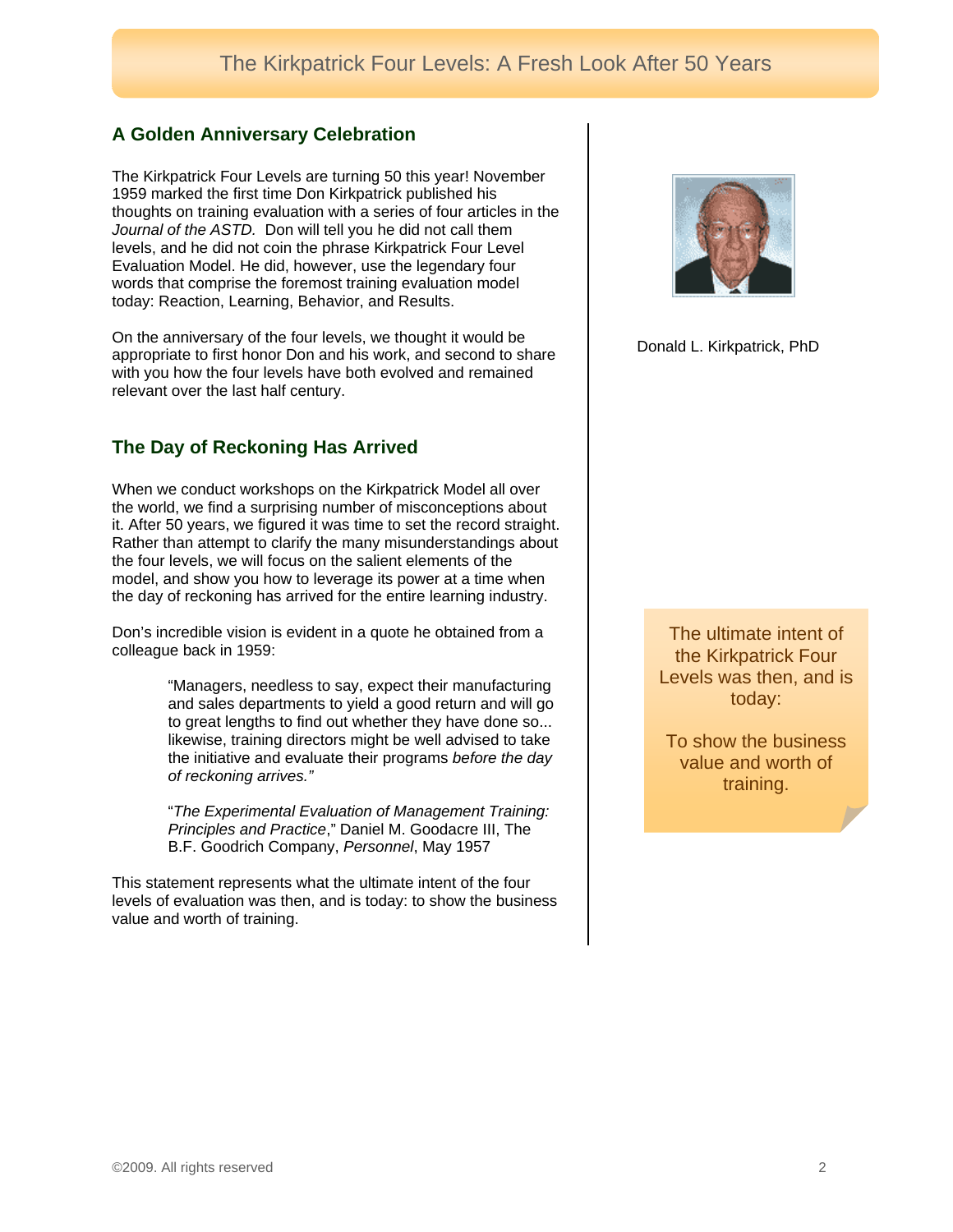## A Golden Anniversary Celebration

The Kirkpatrick Four Levels are turning 50 this year! November 1959 marked the first time Don Kirkpatrick published his thoughts on training evaluation with a series of four articles in the *Journal of the ASTD.* Don will tell you he did not call them levels, and he did not coin the phrase Kirkpatrick Four Level Evaluation Model. He did, however, use the legendary four words that comprise the foremost training evaluation model today: Reaction, Learning, Behavior, and Results.

On the anniversary of the four levels, we thought it would be appropriate to first honor Don and his work, and second to share with you how the four levels have both evolved and remained relevant over the last half century.

Donald L. Kirkpatrick, PhD

## The Day of Reckoning Has Arrived

When we conduct workshops on the Kirkpatrick Model all over the world, we find a surprising number of misconceptions about it. After 50 years, we figured it was time to set the record straight. Rather than attempt to clarify the many misunderstandings about the four levels, we will focus on the salient elements of the model, and show you how to leverage its power at a time when the day of reckoning has arrived for the entire learning industry.

Don's incredible vision is evident in a quote he obtained from a colleague back in 1959:

> "Managers, needless to say, expect their manufacturing and sales departments to yield a good return and will go to great lengths to find out whether they have done so... likewise, training directors might be well advised to take the initiative and evaluate their programs *before the day of reckoning arrives."*
>
> "*The Experimental Evaluation of Management Training: Principles and Practice*," Daniel M. Goodacre III, The B.F. Goodrich Company, *Personnel*, May 1957

This statement represents what the ultimate intent of the four levels of evaluation was then, and is today: to show the business value and worth of training.

> The ultimate intent of the Kirkpatrick Four Levels was then, and is today:
>
> To show the business value and worth of training.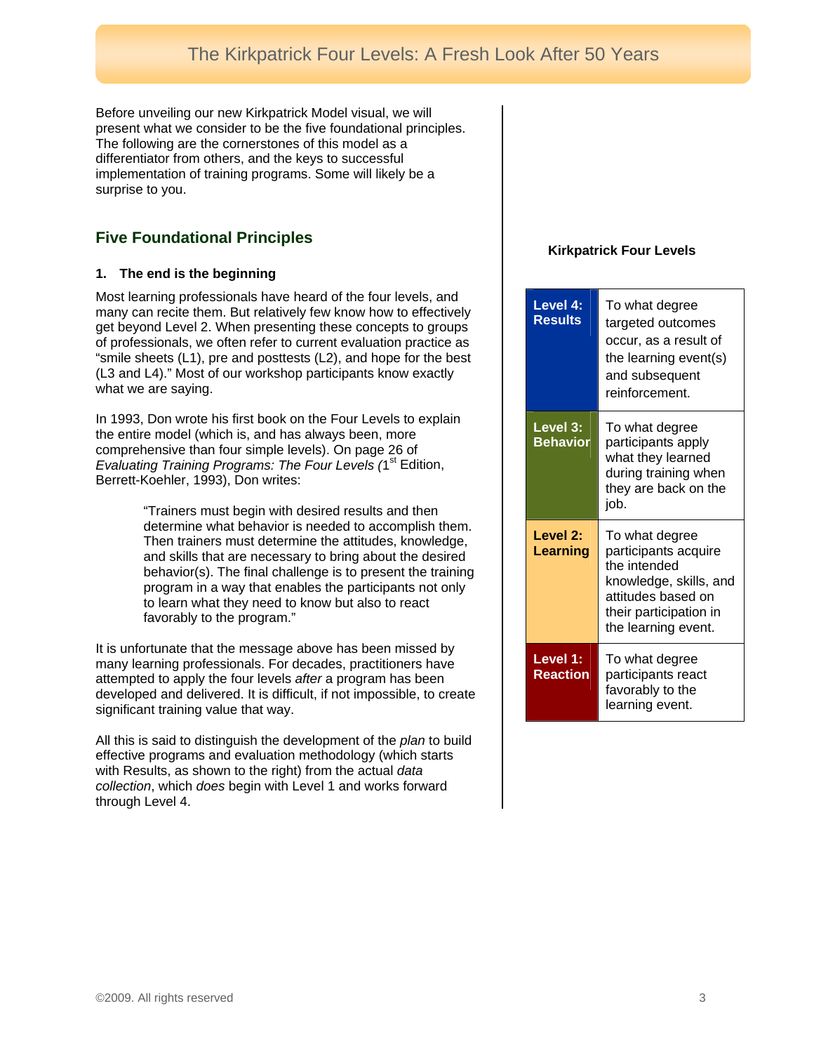Before unveiling our new Kirkpatrick Model visual, we will present what we consider to be the five foundational principles. The following are the cornerstones of this model as a differentiator from others, and the keys to successful implementation of training programs. Some will likely be a surprise to you.

## Five Foundational Principles

### 1. The end is the beginning

Most learning professionals have heard of the four levels, and many can recite them. But relatively few know how to effectively get beyond Level 2. When presenting these concepts to groups of professionals, we often refer to current evaluation practice as "smile sheets (L1), pre and posttests (L2), and hope for the best (L3 and L4)." Most of our workshop participants know exactly what we are saying.

In 1993, Don wrote his first book on the Four Levels to explain the entire model (which is, and has always been, more comprehensive than four simple levels). On page 26 of *Evaluating Training Programs: The Four Levels (*1st Edition, Berrett-Koehler, 1993), Don writes:

> "Trainers must begin with desired results and then determine what behavior is needed to accomplish them. Then trainers must determine the attitudes, knowledge, and skills that are necessary to bring about the desired behavior(s). The final challenge is to present the training program in a way that enables the participants not only to learn what they need to know but also to react favorably to the program."

It is unfortunate that the message above has been missed by many learning professionals. For decades, practitioners have attempted to apply the four levels *after* a program has been developed and delivered. It is difficult, if not impossible, to create significant training value that way.

All this is said to distinguish the development of the *plan* to build effective programs and evaluation methodology (which starts with Results, as shown to the right) from the actual *data collection*, which *does* begin with Level 1 and works forward through Level 4.

**Kirkpatrick Four Levels**

| Level | Description |
|---|---|
| **Level 4: Results** | To what degree targeted outcomes occur, as a result of the learning event(s) and subsequent reinforcement. |
| **Level 3: Behavior** | To what degree participants apply what they learned during training when they are back on the job. |
| **Level 2: Learning** | To what degree participants acquire the intended knowledge, skills, and attitudes based on their participation in the learning event. |
| **Level 1: Reaction** | To what degree participants react favorably to the learning event. |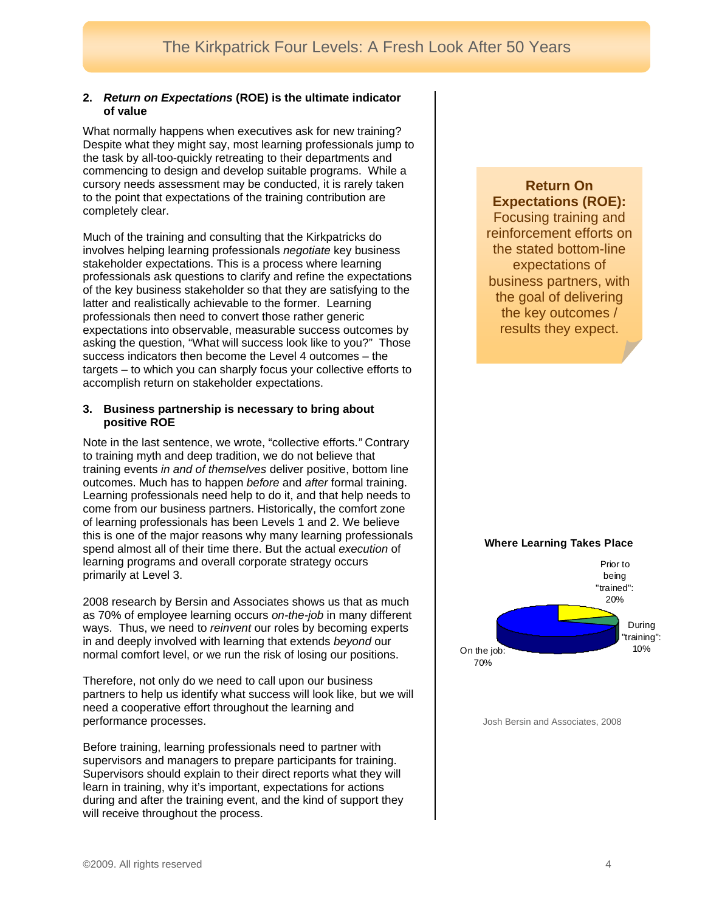**2. *Return on Expectations* (ROE) is the ultimate indicator of value**

What normally happens when executives ask for new training? Despite what they might say, most learning professionals jump to the task by all-too-quickly retreating to their departments and commencing to design and develop suitable programs. While a cursory needs assessment may be conducted, it is rarely taken to the point that expectations of the training contribution are completely clear.

Much of the training and consulting that the Kirkpatricks do involves helping learning professionals *negotiate* key business stakeholder expectations. This is a process where learning professionals ask questions to clarify and refine the expectations of the key business stakeholder so that they are satisfying to the latter and realistically achievable to the former. Learning professionals then need to convert those rather generic expectations into observable, measurable success outcomes by asking the question, "What will success look like to you?" Those success indicators then become the Level 4 outcomes – the targets – to which you can sharply focus your collective efforts to accomplish return on stakeholder expectations.

**3. Business partnership is necessary to bring about positive ROE**

Note in the last sentence, we wrote, "collective efforts." Contrary to training myth and deep tradition, we do not believe that training events *in and of themselves* deliver positive, bottom line outcomes. Much has to happen *before* and *after* formal training. Learning professionals need help to do it, and that help needs to come from our business partners. Historically, the comfort zone of learning professionals has been Levels 1 and 2. We believe this is one of the major reasons why many learning professionals spend almost all of their time there. But the actual *execution* of learning programs and overall corporate strategy occurs primarily at Level 3.

2008 research by Bersin and Associates shows us that as much as 70% of employee learning occurs *on-the-job* in many different ways. Thus, we need to *reinvent* our roles by becoming experts in and deeply involved with learning that extends *beyond* our normal comfort level, or we run the risk of losing our positions.

Therefore, not only do we need to call upon our business partners to help us identify what success will look like, but we will need a cooperative effort throughout the learning and performance processes.

Before training, learning professionals need to partner with supervisors and managers to prepare participants for training. Supervisors should explain to their direct reports what they will learn in training, why it's important, expectations for actions during and after the training event, and the kind of support they will receive throughout the process.

**Return On Expectations (ROE):** Focusing training and reinforcement efforts on the stated bottom-line expectations of business partners, with the goal of delivering the key outcomes / results they expect.

**Where Learning Takes Place**

| Where | Share |
|---|---|
| Prior to being "trained" | 20% |
| During "training" | 10% |
| On the job | 70% |

Josh Bersin and Associates, 2008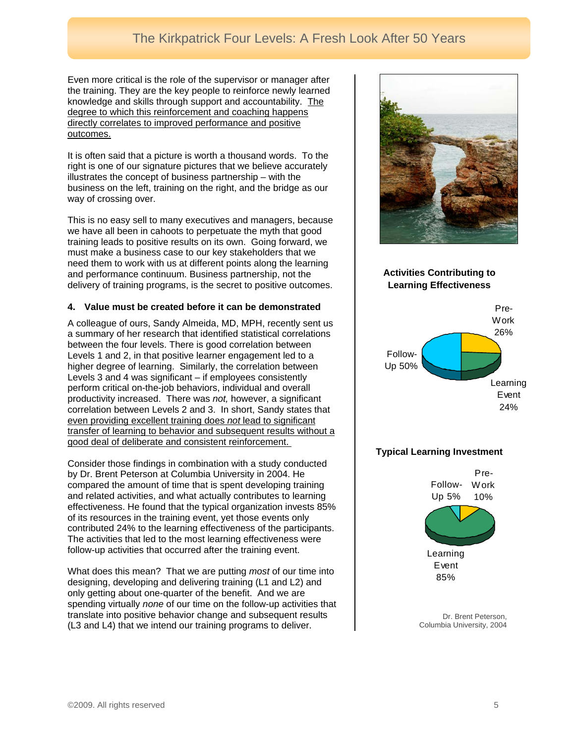Even more critical is the role of the supervisor or manager after the training. They are the key people to reinforce newly learned knowledge and skills through support and accountability. The degree to which this reinforcement and coaching happens directly correlates to improved performance and positive outcomes.

It is often said that a picture is worth a thousand words. To the right is one of our signature pictures that we believe accurately illustrates the concept of business partnership – with the business on the left, training on the right, and the bridge as our way of crossing over.

This is no easy sell to many executives and managers, because we have all been in cahoots to perpetuate the myth that good training leads to positive results on its own. Going forward, we must make a business case to our key stakeholders that we need them to work with us at different points along the learning and performance continuum. Business partnership, not the delivery of training programs, is the secret to positive outcomes.

**4. Value must be created before it can be demonstrated**

A colleague of ours, Sandy Almeida, MD, MPH, recently sent us a summary of her research that identified statistical correlations between the four levels. There is good correlation between Levels 1 and 2, in that positive learner engagement led to a higher degree of learning. Similarly, the correlation between Levels 3 and 4 was significant – if employees consistently perform critical on-the-job behaviors, individual and overall productivity increased. There was *not,* however, a significant correlation between Levels 2 and 3. In short, Sandy states that even providing excellent training does *not* lead to significant transfer of learning to behavior and subsequent results without a good deal of deliberate and consistent reinforcement.

Consider those findings in combination with a study conducted by Dr. Brent Peterson at Columbia University in 2004. He compared the amount of time that is spent developing training and related activities, and what actually contributes to learning effectiveness. He found that the typical organization invests 85% of its resources in the training event, yet those events only contributed 24% to the learning effectiveness of the participants. The activities that led to the most learning effectiveness were follow-up activities that occurred after the training event.

What does this mean? That we are putting *most* of our time into designing, developing and delivering training (L1 and L2) and only getting about one-quarter of the benefit. And we are spending virtually *none* of our time on the follow-up activities that translate into positive behavior change and subsequent results (L3 and L4) that we intend our training programs to deliver.

**Activities Contributing to Learning Effectiveness**

Pre-Work 26%
Follow-Up 50%
Learning Event 24%

**Typical Learning Investment**

Follow-Up 5%
Pre-Work 10%
Learning Event 85%

Dr. Brent Peterson, Columbia University, 2004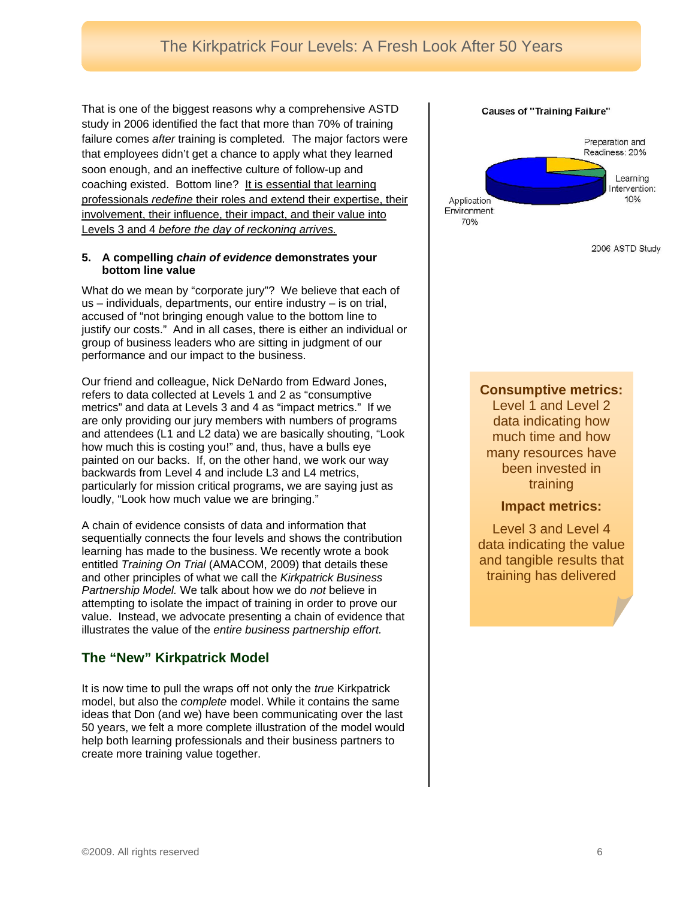That is one of the biggest reasons why a comprehensive ASTD study in 2006 identified the fact that more than 70% of training failure comes *after* training is completed. The major factors were that employees didn't get a chance to apply what they learned soon enough, and an ineffective culture of follow-up and coaching existed. Bottom line? It is essential that learning professionals *redefine* their roles and extend their expertise, their involvement, their influence, their impact, and their value into Levels 3 and 4 *before the day of reckoning arrives.*

**Causes of "Training Failure"**

- Preparation and Readiness: 20%
- Learning Intervention: 10%
- Application Environment: 70%

2006 ASTD Study

**5. A compelling *chain of evidence* demonstrates your bottom line value**

What do we mean by "corporate jury"? We believe that each of us – individuals, departments, our entire industry – is on trial, accused of "not bringing enough value to the bottom line to justify our costs." And in all cases, there is either an individual or group of business leaders who are sitting in judgment of our performance and our impact to the business.

Our friend and colleague, Nick DeNardo from Edward Jones, refers to data collected at Levels 1 and 2 as "consumptive metrics" and data at Levels 3 and 4 as "impact metrics." If we are only providing our jury members with numbers of programs and attendees (L1 and L2 data) we are basically shouting, "Look how much this is costing you!" and, thus, have a bulls eye painted on our backs. If, on the other hand, we work our way backwards from Level 4 and include L3 and L4 metrics, particularly for mission critical programs, we are saying just as loudly, "Look how much value we are bringing."

**Consumptive metrics:** Level 1 and Level 2 data indicating how much time and how many resources have been invested in training

**Impact metrics:** Level 3 and Level 4 data indicating the value and tangible results that training has delivered

A chain of evidence consists of data and information that sequentially connects the four levels and shows the contribution learning has made to the business. We recently wrote a book entitled *Training On Trial* (AMACOM, 2009) that details these and other principles of what we call the *Kirkpatrick Business Partnership Model.* We talk about how we do *not* believe in attempting to isolate the impact of training in order to prove our value. Instead, we advocate presenting a chain of evidence that illustrates the value of the *entire business partnership effort.*

## The "New" Kirkpatrick Model

It is now time to pull the wraps off not only the *true* Kirkpatrick model, but also the *complete* model. While it contains the same ideas that Don (and we) have been communicating over the last 50 years, we felt a more complete illustration of the model would help both learning professionals and their business partners to create more training value together.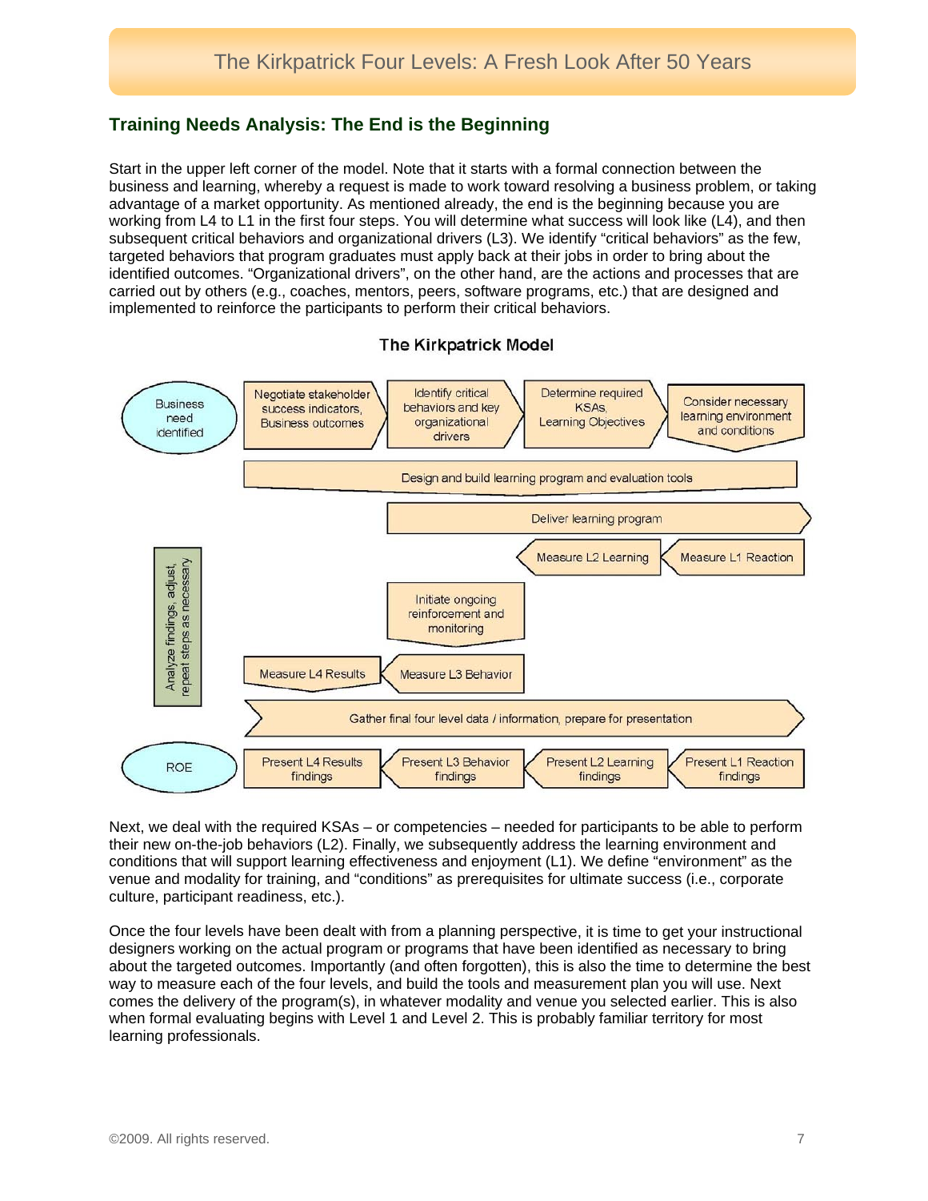## Training Needs Analysis: The End is the Beginning

Start in the upper left corner of the model. Note that it starts with a formal connection between the business and learning, whereby a request is made to work toward resolving a business problem, or taking advantage of a market opportunity. As mentioned already, the end is the beginning because you are working from L4 to L1 in the first four steps. You will determine what success will look like (L4), and then subsequent critical behaviors and organizational drivers (L3). We identify "critical behaviors" as the few, targeted behaviors that program graduates must apply back at their jobs in order to bring about the identified outcomes. "Organizational drivers", on the other hand, are the actions and processes that are carried out by others (e.g., coaches, mentors, peers, software programs, etc.) that are designed and implemented to reinforce the participants to perform their critical behaviors.

**The Kirkpatrick Model**

Business need identified → Negotiate stakeholder success indicators, Business outcomes → Identify critical behaviors and key organizational drivers → Determine required KSAs, Learning Objectives → Consider necessary learning environment and conditions

Design and build learning program and evaluation tools

Deliver learning program

Measure L1 Reaction → Measure L2 Learning

Initiate ongoing reinforcement and monitoring

Measure L3 Behavior → Measure L4 Results

Analyze findings, adjust, repeat steps as necessary

Gather final four level data / information, prepare for presentation

Present L1 Reaction findings → Present L2 Learning findings → Present L3 Behavior findings → Present L4 Results findings → ROE

Next, we deal with the required KSAs – or competencies – needed for participants to be able to perform their new on-the-job behaviors (L2). Finally, we subsequently address the learning environment and conditions that will support learning effectiveness and enjoyment (L1). We define "environment" as the venue and modality for training, and "conditions" as prerequisites for ultimate success (i.e., corporate culture, participant readiness, etc.).

Once the four levels have been dealt with from a planning perspective, it is time to get your instructional designers working on the actual program or programs that have been identified as necessary to bring about the targeted outcomes. Importantly (and often forgotten), this is also the time to determine the best way to measure each of the four levels, and build the tools and measurement plan you will use. Next comes the delivery of the program(s), in whatever modality and venue you selected earlier. This is also when formal evaluating begins with Level 1 and Level 2. This is probably familiar territory for most learning professionals.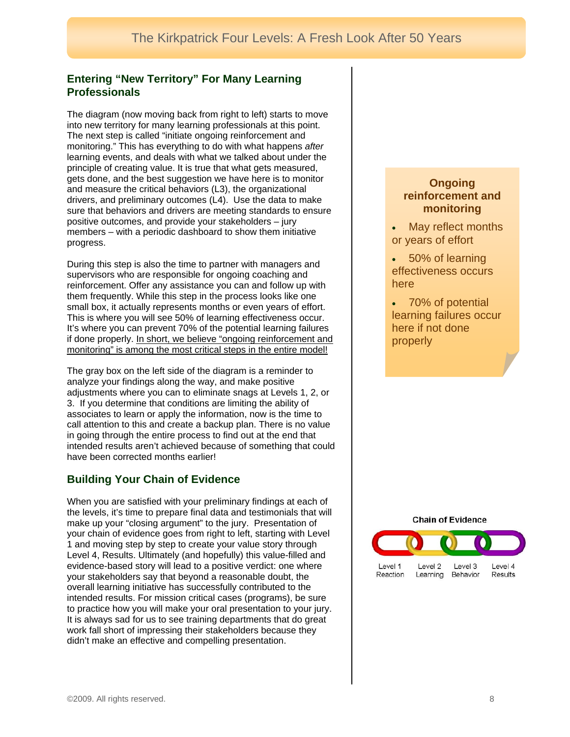## Entering "New Territory" For Many Learning Professionals

The diagram (now moving back from right to left) starts to move into new territory for many learning professionals at this point. The next step is called "initiate ongoing reinforcement and monitoring." This has everything to do with what happens *after* learning events, and deals with what we talked about under the principle of creating value. It is true that what gets measured, gets done, and the best suggestion we have here is to monitor and measure the critical behaviors (L3), the organizational drivers, and preliminary outcomes (L4). Use the data to make sure that behaviors and drivers are meeting standards to ensure positive outcomes, and provide your stakeholders – jury members – with a periodic dashboard to show them initiative progress.

During this step is also the time to partner with managers and supervisors who are responsible for ongoing coaching and reinforcement. Offer any assistance you can and follow up with them frequently. While this step in the process looks like one small box, it actually represents months or even years of effort. This is where you will see 50% of learning effectiveness occur. It's where you can prevent 70% of the potential learning failures if done properly. <u>In short, we believe "ongoing reinforcement and monitoring" is among the most critical steps in the entire model!</u>

**Ongoing reinforcement and monitoring**

- May reflect months or years of effort
- 50% of learning effectiveness occurs here
- 70% of potential learning failures occur here if not done properly

The gray box on the left side of the diagram is a reminder to analyze your findings along the way, and make positive adjustments where you can to eliminate snags at Levels 1, 2, or 3. If you determine that conditions are limiting the ability of associates to learn or apply the information, now is the time to call attention to this and create a backup plan. There is no value in going through the entire process to find out at the end that intended results aren't achieved because of something that could have been corrected months earlier!

## Building Your Chain of Evidence

When you are satisfied with your preliminary findings at each of the levels, it's time to prepare final data and testimonials that will make up your "closing argument" to the jury. Presentation of your chain of evidence goes from right to left, starting with Level 1 and moving step by step to create your value story through Level 4, Results. Ultimately (and hopefully) this value-filled and evidence-based story will lead to a positive verdict: one where your stakeholders say that beyond a reasonable doubt, the overall learning initiative has successfully contributed to the intended results. For mission critical cases (programs), be sure to practice how you will make your oral presentation to your jury. It is always sad for us to see training departments that do great work fall short of impressing their stakeholders because they didn't make an effective and compelling presentation.

**Chain of Evidence**

Level 1 Reaction — Level 2 Learning — Level 3 Behavior — Level 4 Results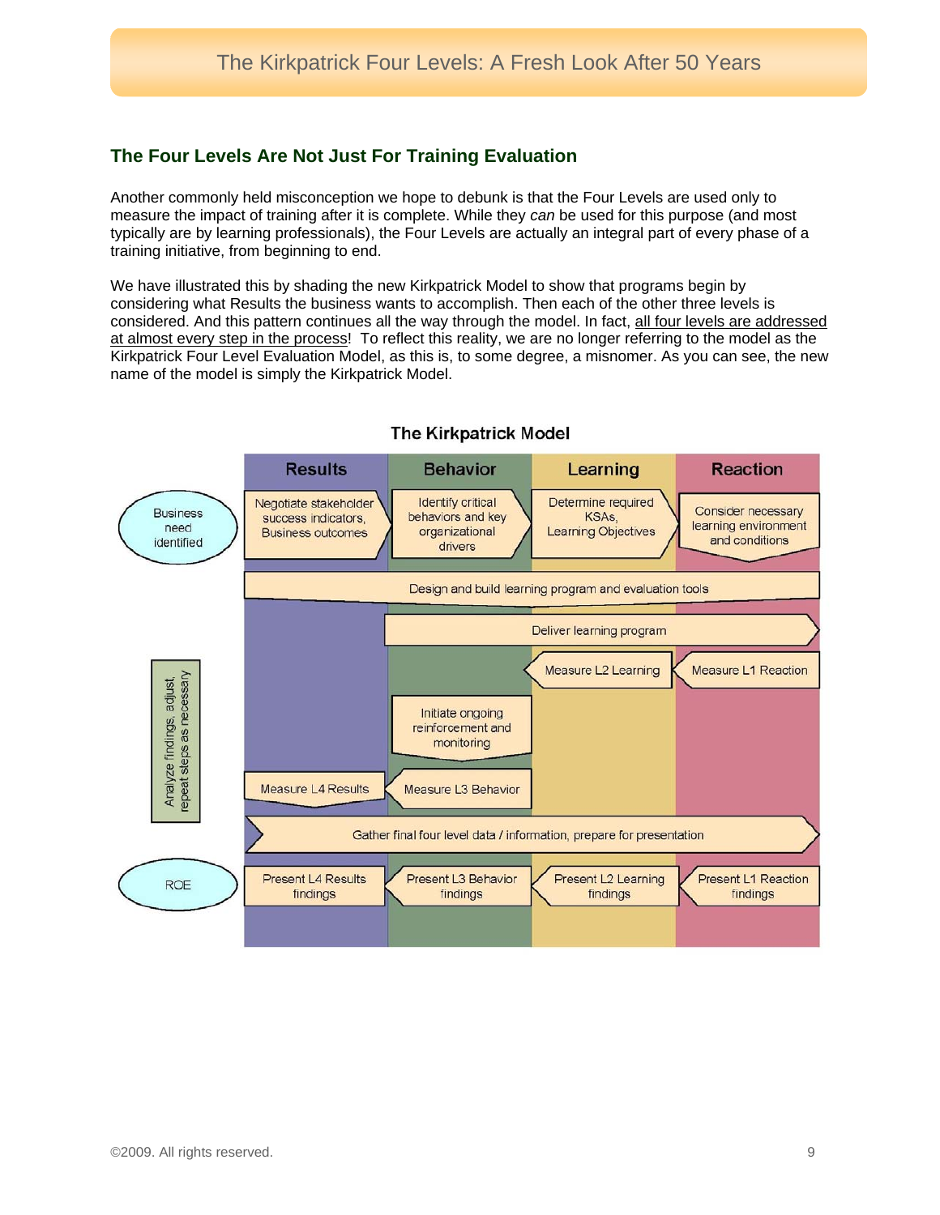## The Four Levels Are Not Just For Training Evaluation

Another commonly held misconception we hope to debunk is that the Four Levels are used only to measure the impact of training after it is complete. While they *can* be used for this purpose (and most typically are by learning professionals), the Four Levels are actually an integral part of every phase of a training initiative, from beginning to end.

We have illustrated this by shading the new Kirkpatrick Model to show that programs begin by considering what Results the business wants to accomplish. Then each of the other three levels is considered. And this pattern continues all the way through the model. In fact, <u>all four levels are addressed at almost every step in the process</u>! To reflect this reality, we are no longer referring to the model as the Kirkpatrick Four Level Evaluation Model, as this is, to some degree, a misnomer. As you can see, the new name of the model is simply the Kirkpatrick Model.

**The Kirkpatrick Model**

| | Results | Behavior | Learning | Reaction |
|---|---|---|---|---|
| Business need identified | Negotiate stakeholder success indicators, Business outcomes | Identify critical behaviors and key organizational drivers | Determine required KSAs, Learning Objectives | Consider necessary learning environment and conditions |
| | Design and build learning program and evaluation tools | | | |
| | | Deliver learning program | | |
| Analyze findings, adjust, repeat steps as necessary | | | Measure L2 Learning | Measure L1 Reaction |
| | | Initiate ongoing reinforcement and monitoring | | |
| | Measure L4 Results | Measure L3 Behavior | | |
| | Gather final four level data / information, prepare for presentation | | | |
| ROE | Present L4 Results findings | Present L3 Behavior findings | Present L2 Learning findings | Present L1 Reaction findings |

©2009. All rights reserved.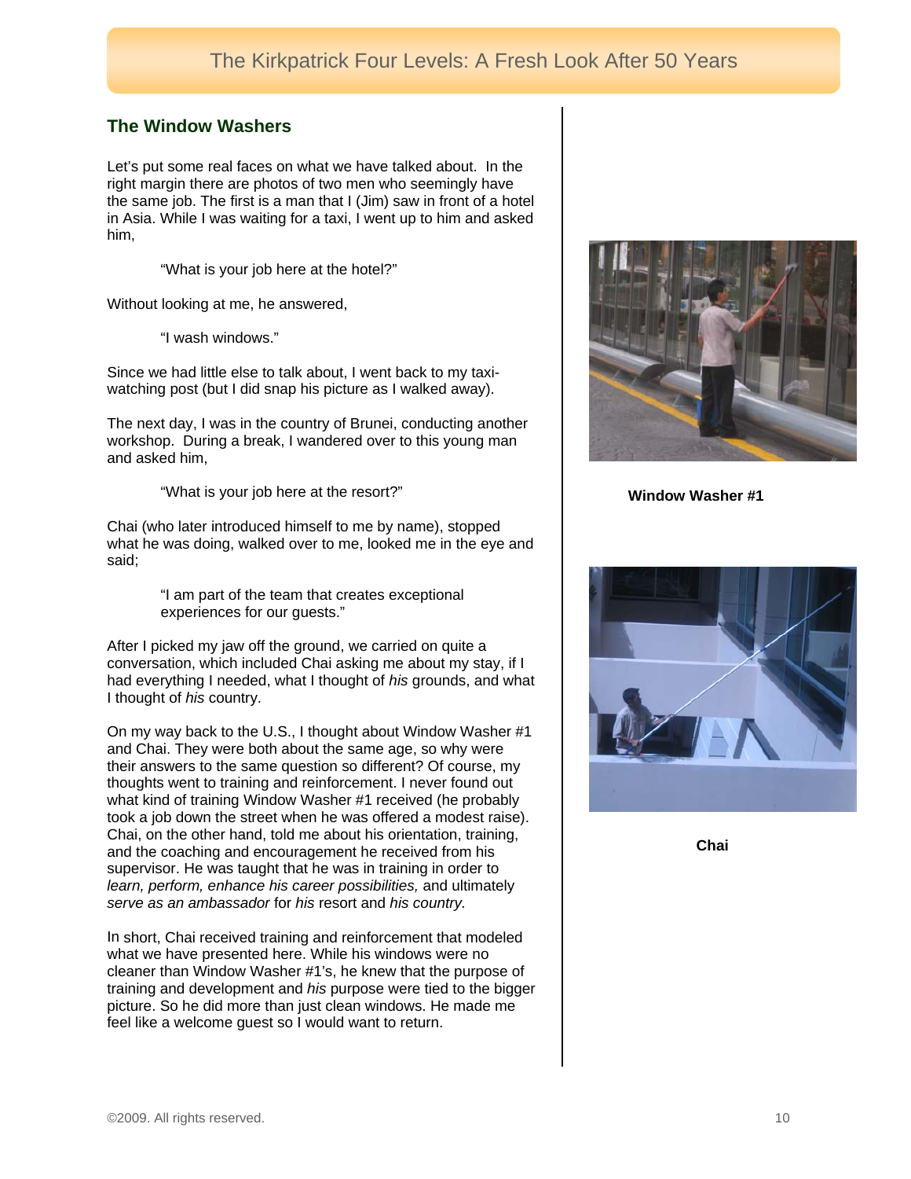## The Window Washers

Let's put some real faces on what we have talked about. In the right margin there are photos of two men who seemingly have the same job. The first is a man that I (Jim) saw in front of a hotel in Asia. While I was waiting for a taxi, I went up to him and asked him,

> "What is your job here at the hotel?"

Without looking at me, he answered,

> "I wash windows."

Since we had little else to talk about, I went back to my taxi-watching post (but I did snap his picture as I walked away).

The next day, I was in the country of Brunei, conducting another workshop. During a break, I wandered over to this young man and asked him,

> "What is your job here at the resort?"

Chai (who later introduced himself to me by name), stopped what he was doing, walked over to me, looked me in the eye and said;

> "I am part of the team that creates exceptional experiences for our guests."

After I picked my jaw off the ground, we carried on quite a conversation, which included Chai asking me about my stay, if I had everything I needed, what I thought of *his* grounds, and what I thought of *his* country.

On my way back to the U.S., I thought about Window Washer #1 and Chai. They were both about the same age, so why were their answers to the same question so different? Of course, my thoughts went to training and reinforcement. I never found out what kind of training Window Washer #1 received (he probably took a job down the street when he was offered a modest raise). Chai, on the other hand, told me about his orientation, training, and the coaching and encouragement he received from his supervisor. He was taught that he was in training in order to *learn, perform, enhance his career possibilities,* and ultimately *serve as an ambassador* for *his* resort and *his country.*

In short, Chai received training and reinforcement that modeled what we have presented here. While his windows were no cleaner than Window Washer #1's, he knew that the purpose of training and development and *his* purpose were tied to the bigger picture. So he did more than just clean windows. He made me feel like a welcome guest so I would want to return.

**Window Washer #1**

**Chai**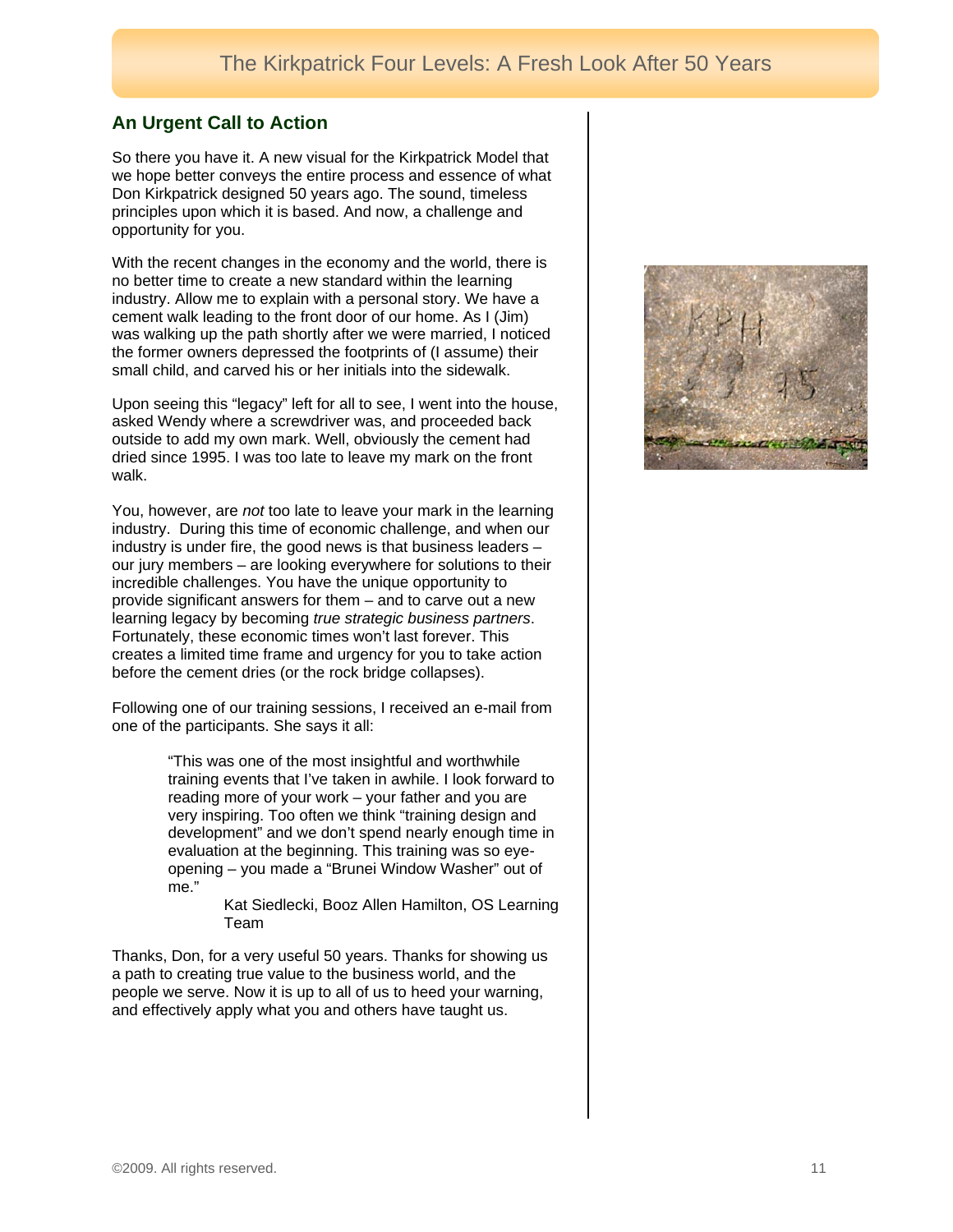## An Urgent Call to Action

So there you have it. A new visual for the Kirkpatrick Model that we hope better conveys the entire process and essence of what Don Kirkpatrick designed 50 years ago. The sound, timeless principles upon which it is based. And now, a challenge and opportunity for you.

With the recent changes in the economy and the world, there is no better time to create a new standard within the learning industry. Allow me to explain with a personal story. We have a cement walk leading to the front door of our home. As I (Jim) was walking up the path shortly after we were married, I noticed the former owners depressed the footprints of (I assume) their small child, and carved his or her initials into the sidewalk.

Upon seeing this "legacy" left for all to see, I went into the house, asked Wendy where a screwdriver was, and proceeded back outside to add my own mark. Well, obviously the cement had dried since 1995. I was too late to leave my mark on the front walk.

You, however, are *not* too late to leave your mark in the learning industry. During this time of economic challenge, and when our industry is under fire, the good news is that business leaders – our jury members – are looking everywhere for solutions to their incredible challenges. You have the unique opportunity to provide significant answers for them – and to carve out a new learning legacy by becoming *true strategic business partners*. Fortunately, these economic times won't last forever. This creates a limited time frame and urgency for you to take action before the cement dries (or the rock bridge collapses).

Following one of our training sessions, I received an e-mail from one of the participants. She says it all:

> "This was one of the most insightful and worthwhile training events that I've taken in awhile. I look forward to reading more of your work – your father and you are very inspiring. Too often we think "training design and development" and we don't spend nearly enough time in evaluation at the beginning. This training was so eye-opening – you made a "Brunei Window Washer" out of me."
>
> Kat Siedlecki, Booz Allen Hamilton, OS Learning Team

Thanks, Don, for a very useful 50 years. Thanks for showing us a path to creating true value to the business world, and the people we serve. Now it is up to all of us to heed your warning, and effectively apply what you and others have taught us.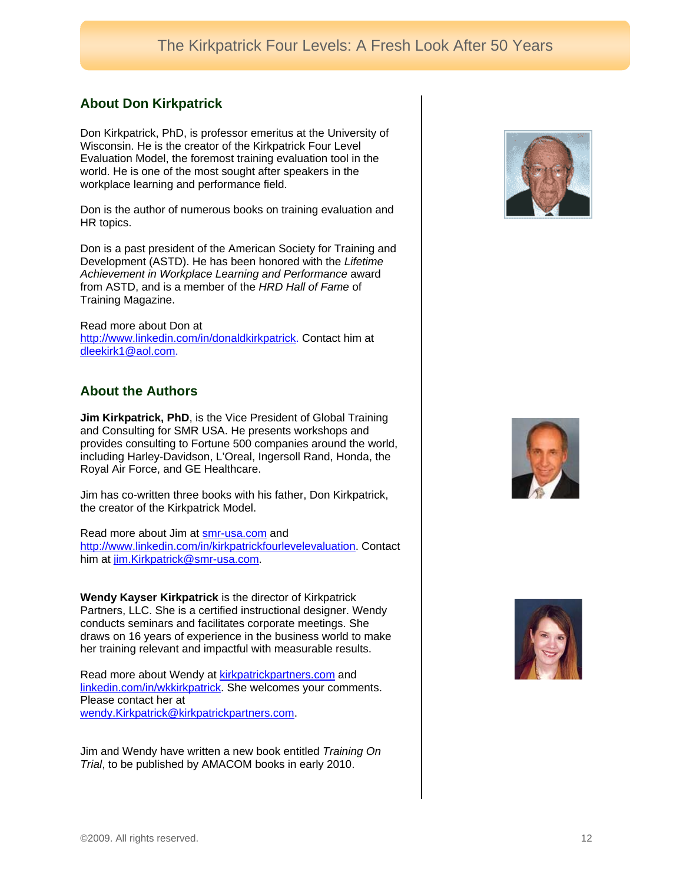## About Don Kirkpatrick

Don Kirkpatrick, PhD, is professor emeritus at the University of Wisconsin. He is the creator of the Kirkpatrick Four Level Evaluation Model, the foremost training evaluation tool in the world. He is one of the most sought after speakers in the workplace learning and performance field.

Don is the author of numerous books on training evaluation and HR topics.

Don is a past president of the American Society for Training and Development (ASTD). He has been honored with the *Lifetime Achievement in Workplace Learning and Performance* award from ASTD, and is a member of the *HRD Hall of Fame* of Training Magazine.

Read more about Don at http://www.linkedin.com/in/donaldkirkpatrick. Contact him at dleekirk1@aol.com.

## About the Authors

**Jim Kirkpatrick, PhD**, is the Vice President of Global Training and Consulting for SMR USA. He presents workshops and provides consulting to Fortune 500 companies around the world, including Harley-Davidson, L'Oreal, Ingersoll Rand, Honda, the Royal Air Force, and GE Healthcare.

Jim has co-written three books with his father, Don Kirkpatrick, the creator of the Kirkpatrick Model.

Read more about Jim at smr-usa.com and http://www.linkedin.com/in/kirkpatrickfourlevelevaluation. Contact him at jim.Kirkpatrick@smr-usa.com.

**Wendy Kayser Kirkpatrick** is the director of Kirkpatrick Partners, LLC. She is a certified instructional designer. Wendy conducts seminars and facilitates corporate meetings. She draws on 16 years of experience in the business world to make her training relevant and impactful with measurable results.

Read more about Wendy at kirkpatrickpartners.com and linkedin.com/in/wkkirkpatrick. She welcomes your comments. Please contact her at wendy.Kirkpatrick@kirkpatrickpartners.com.

Jim and Wendy have written a new book entitled *Training On Trial*, to be published by AMACOM books in early 2010.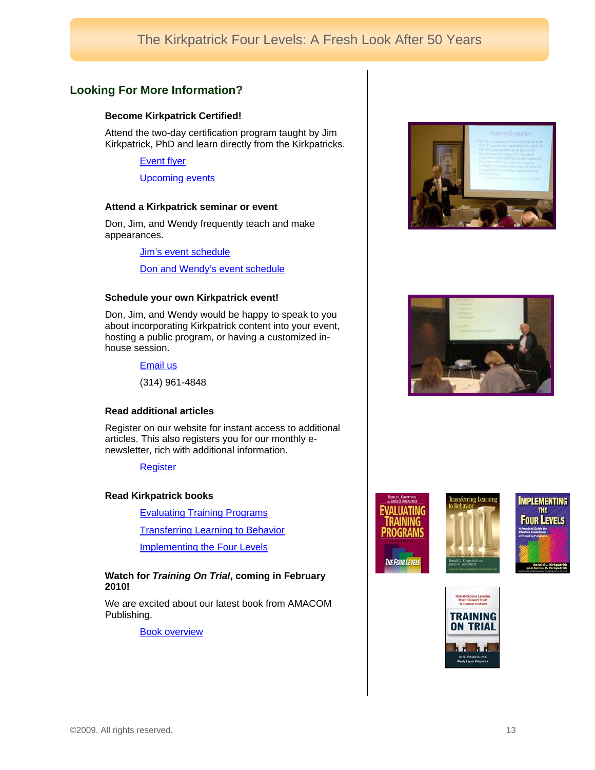## Looking For More Information?

### Become Kirkpatrick Certified!

Attend the two-day certification program taught by Jim Kirkpatrick, PhD and learn directly from the Kirkpatricks.

Event flyer

Upcoming events

### Attend a Kirkpatrick seminar or event

Don, Jim, and Wendy frequently teach and make appearances.

Jim's event schedule

Don and Wendy's event schedule

### Schedule your own Kirkpatrick event!

Don, Jim, and Wendy would be happy to speak to you about incorporating Kirkpatrick content into your event, hosting a public program, or having a customized in-house session.

Email us

(314) 961-4848

### Read additional articles

Register on our website for instant access to additional articles. This also registers you for our monthly e-newsletter, rich with additional information.

Register

### Read Kirkpatrick books

Evaluating Training Programs

Transferring Learning to Behavior

Implementing the Four Levels

### Watch for *Training On Trial*, coming in February 2010!

We are excited about our latest book from AMACOM Publishing.

Book overview